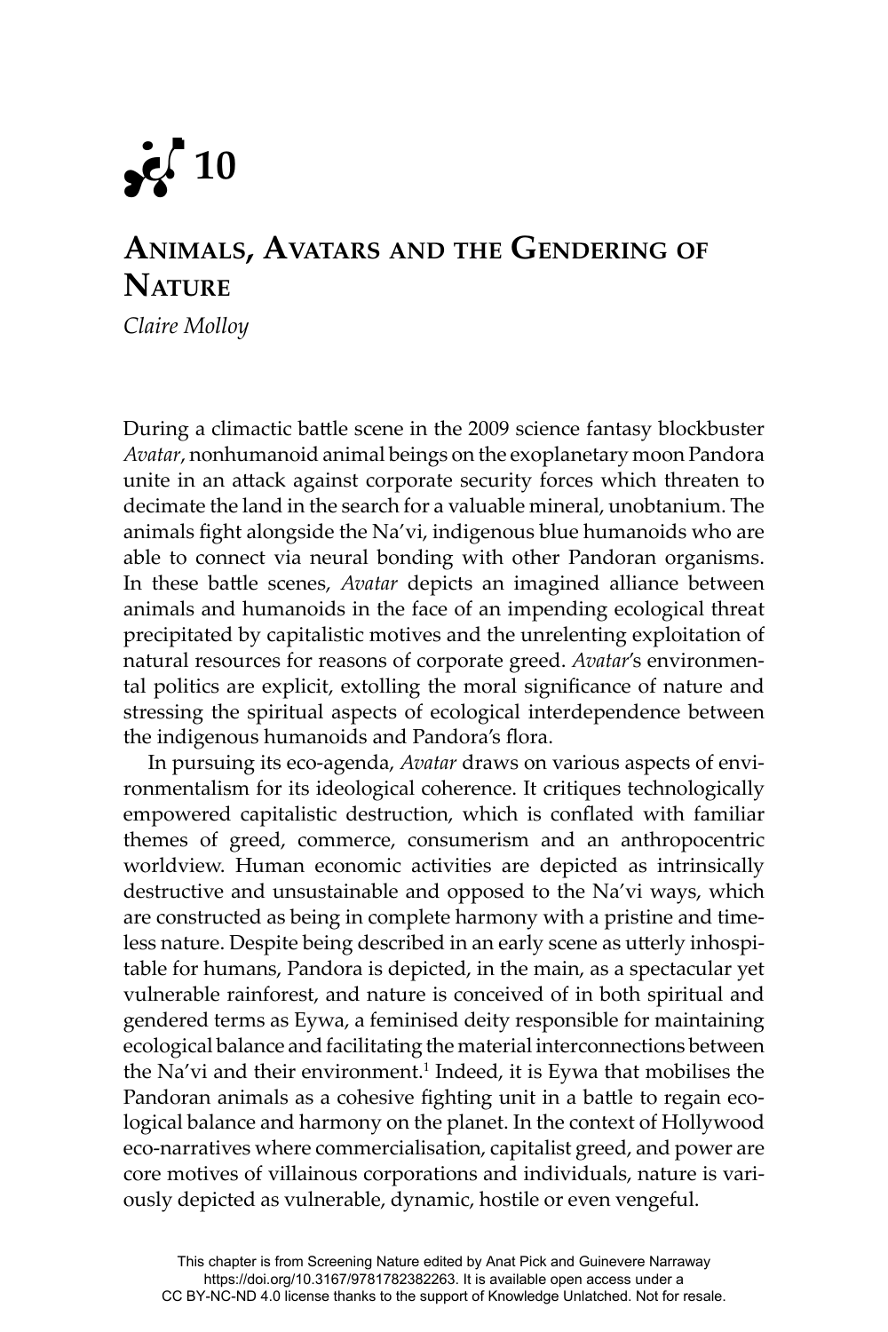# 10

## Animals, Avatars and the Gendering of Nature

*Claire Molloy*

During a climactic battle scene in the 2009 science fantasy blockbuster *Avatar*, nonhumanoid animal beings on the exoplanetary moon Pandora unite in an attack against corporate security forces which threaten to decimate the land in the search for a valuable mineral, unobtanium. The animals fight alongside the Na'vi, indigenous blue humanoids who are able to connect via neural bonding with other Pandoran organisms. In these battle scenes, *Avatar* depicts an imagined alliance between animals and humanoids in the face of an impending ecological threat precipitated by capitalistic motives and the unrelenting exploitation of natural resources for reasons of corporate greed. *Avatar*'s environmental politics are explicit, extolling the moral significance of nature and stressing the spiritual aspects of ecological interdependence between the indigenous humanoids and Pandora's flora.

In pursuing its eco-agenda, *Avatar* draws on various aspects of environmentalism for its ideological coherence. It critiques technologically empowered capitalistic destruction, which is conflated with familiar themes of greed, commerce, consumerism and an anthropocentric worldview. Human economic activities are depicted as intrinsically destructive and unsustainable and opposed to the Na'vi ways, which are constructed as being in complete harmony with a pristine and timeless nature. Despite being described in an early scene as utterly inhospitable for humans, Pandora is depicted, in the main, as a spectacular yet vulnerable rainforest, and nature is conceived of in both spiritual and gendered terms as Eywa, a feminised deity responsible for maintaining ecological balance and facilitating the material interconnections between the Na'vi and their environment.[1] Indeed, it is Eywa that mobilises the Pandoran animals as a cohesive fighting unit in a battle to regain ecological balance and harmony on the planet. In the context of Hollywood eco-narratives where commercialisation, capitalist greed, and power are core motives of villainous corporations and individuals, nature is variously depicted as vulnerable, dynamic, hostile or even vengeful.

This chapter is from Screening Nature edited by Anat Pick and Guinevere Narraway https://doi.org/10.3167/9781782382263. It is available open access under a CC BY-NC-ND 4.0 license thanks to the support of Knowledge Unlatched. Not for resale.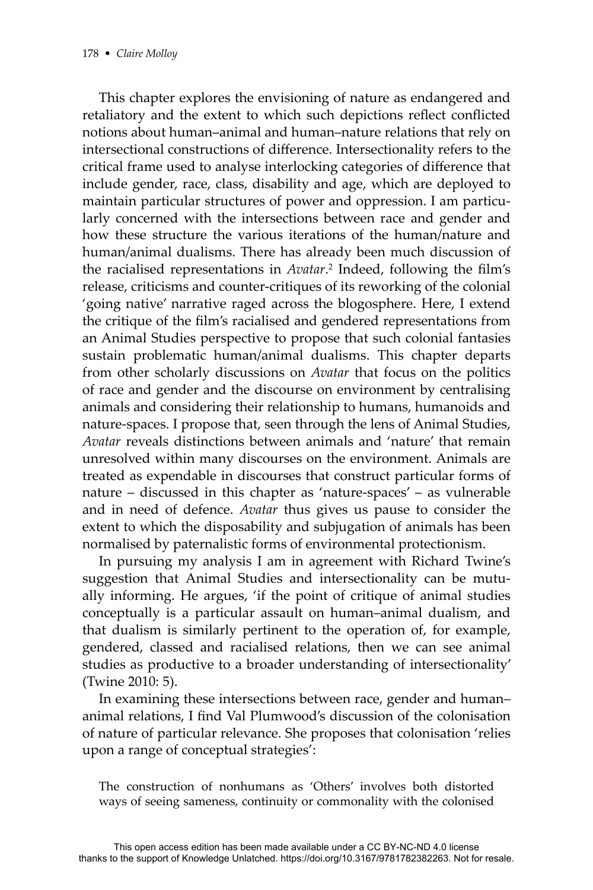This chapter explores the envisioning of nature as endangered and retaliatory and the extent to which such depictions reflect conflicted notions about human–animal and human–nature relations that rely on intersectional constructions of difference. Intersectionality refers to the critical frame used to analyse interlocking categories of difference that include gender, race, class, disability and age, which are deployed to maintain particular structures of power and oppression. I am particularly concerned with the intersections between race and gender and how these structure the various iterations of the human/nature and human/animal dualisms. There has already been much discussion of the racialised representations in *Avatar*.[2] Indeed, following the film's release, criticisms and counter-critiques of its reworking of the colonial 'going native' narrative raged across the blogosphere. Here, I extend the critique of the film's racialised and gendered representations from an Animal Studies perspective to propose that such colonial fantasies sustain problematic human/animal dualisms. This chapter departs from other scholarly discussions on *Avatar* that focus on the politics of race and gender and the discourse on environment by centralising animals and considering their relationship to humans, humanoids and nature-spaces. I propose that, seen through the lens of Animal Studies, *Avatar* reveals distinctions between animals and 'nature' that remain unresolved within many discourses on the environment. Animals are treated as expendable in discourses that construct particular forms of nature – discussed in this chapter as 'nature-spaces' – as vulnerable and in need of defence. *Avatar* thus gives us pause to consider the extent to which the disposability and subjugation of animals has been normalised by paternalistic forms of environmental protectionism.

In pursuing my analysis I am in agreement with Richard Twine's suggestion that Animal Studies and intersectionality can be mutually informing. He argues, 'if the point of critique of animal studies conceptually is a particular assault on human–animal dualism, and that dualism is similarly pertinent to the operation of, for example, gendered, classed and racialised relations, then we can see animal studies as productive to a broader understanding of intersectionality' (Twine 2010: 5).

In examining these intersections between race, gender and human–animal relations, I find Val Plumwood's discussion of the colonisation of nature of particular relevance. She proposes that colonisation 'relies upon a range of conceptual strategies':

> The construction of nonhumans as 'Others' involves both distorted ways of seeing sameness, continuity or commonality with the colonised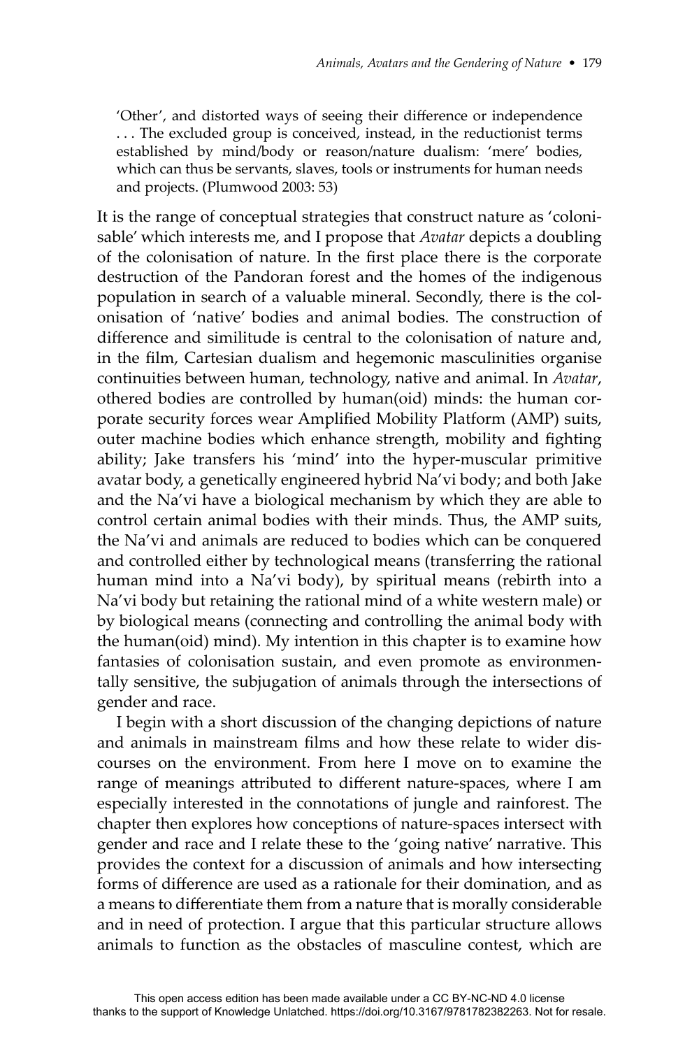> 'Other', and distorted ways of seeing their difference or independence . . . The excluded group is conceived, instead, in the reductionist terms established by mind/body or reason/nature dualism: 'mere' bodies, which can thus be servants, slaves, tools or instruments for human needs and projects. (Plumwood 2003: 53)

It is the range of conceptual strategies that construct nature as 'colonisable' which interests me, and I propose that *Avatar* depicts a doubling of the colonisation of nature. In the first place there is the corporate destruction of the Pandoran forest and the homes of the indigenous population in search of a valuable mineral. Secondly, there is the colonisation of 'native' bodies and animal bodies. The construction of difference and similitude is central to the colonisation of nature and, in the film, Cartesian dualism and hegemonic masculinities organise continuities between human, technology, native and animal. In *Avatar*, othered bodies are controlled by human(oid) minds: the human corporate security forces wear Amplified Mobility Platform (AMP) suits, outer machine bodies which enhance strength, mobility and fighting ability; Jake transfers his 'mind' into the hyper-muscular primitive avatar body, a genetically engineered hybrid Na'vi body; and both Jake and the Na'vi have a biological mechanism by which they are able to control certain animal bodies with their minds. Thus, the AMP suits, the Na'vi and animals are reduced to bodies which can be conquered and controlled either by technological means (transferring the rational human mind into a Na'vi body), by spiritual means (rebirth into a Na'vi body but retaining the rational mind of a white western male) or by biological means (connecting and controlling the animal body with the human(oid) mind). My intention in this chapter is to examine how fantasies of colonisation sustain, and even promote as environmentally sensitive, the subjugation of animals through the intersections of gender and race.

I begin with a short discussion of the changing depictions of nature and animals in mainstream films and how these relate to wider discourses on the environment. From here I move on to examine the range of meanings attributed to different nature-spaces, where I am especially interested in the connotations of jungle and rainforest. The chapter then explores how conceptions of nature-spaces intersect with gender and race and I relate these to the 'going native' narrative. This provides the context for a discussion of animals and how intersecting forms of difference are used as a rationale for their domination, and as a means to differentiate them from a nature that is morally considerable and in need of protection. I argue that this particular structure allows animals to function as the obstacles of masculine contest, which are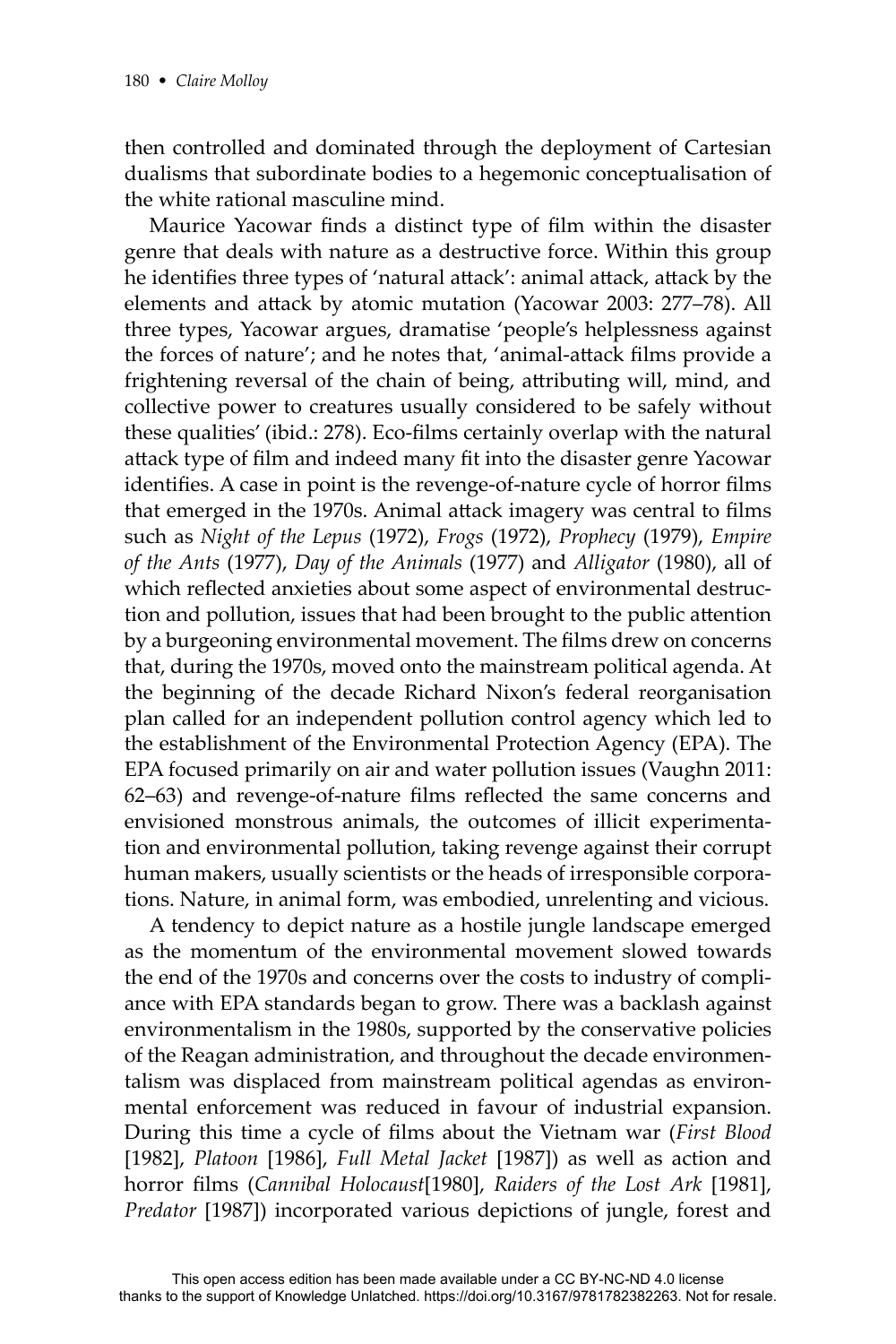then controlled and dominated through the deployment of Cartesian dualisms that subordinate bodies to a hegemonic conceptualisation of the white rational masculine mind.

Maurice Yacowar finds a distinct type of film within the disaster genre that deals with nature as a destructive force. Within this group he identifies three types of 'natural attack': animal attack, attack by the elements and attack by atomic mutation (Yacowar 2003: 277–78). All three types, Yacowar argues, dramatise 'people's helplessness against the forces of nature'; and he notes that, 'animal-attack films provide a frightening reversal of the chain of being, attributing will, mind, and collective power to creatures usually considered to be safely without these qualities' (ibid.: 278). Eco-films certainly overlap with the natural attack type of film and indeed many fit into the disaster genre Yacowar identifies. A case in point is the revenge-of-nature cycle of horror films that emerged in the 1970s. Animal attack imagery was central to films such as *Night of the Lepus* (1972), *Frogs* (1972), *Prophecy* (1979), *Empire of the Ants* (1977), *Day of the Animals* (1977) and *Alligator* (1980), all of which reflected anxieties about some aspect of environmental destruction and pollution, issues that had been brought to the public attention by a burgeoning environmental movement. The films drew on concerns that, during the 1970s, moved onto the mainstream political agenda. At the beginning of the decade Richard Nixon's federal reorganisation plan called for an independent pollution control agency which led to the establishment of the Environmental Protection Agency (EPA). The EPA focused primarily on air and water pollution issues (Vaughn 2011: 62–63) and revenge-of-nature films reflected the same concerns and envisioned monstrous animals, the outcomes of illicit experimentation and environmental pollution, taking revenge against their corrupt human makers, usually scientists or the heads of irresponsible corporations. Nature, in animal form, was embodied, unrelenting and vicious.

A tendency to depict nature as a hostile jungle landscape emerged as the momentum of the environmental movement slowed towards the end of the 1970s and concerns over the costs to industry of compliance with EPA standards began to grow. There was a backlash against environmentalism in the 1980s, supported by the conservative policies of the Reagan administration, and throughout the decade environmentalism was displaced from mainstream political agendas as environmental enforcement was reduced in favour of industrial expansion. During this time a cycle of films about the Vietnam war (*First Blood* [1982], *Platoon* [1986], *Full Metal Jacket* [1987]) as well as action and horror films (*Cannibal Holocaust*[1980], *Raiders of the Lost Ark* [1981], *Predator* [1987]) incorporated various depictions of jungle, forest and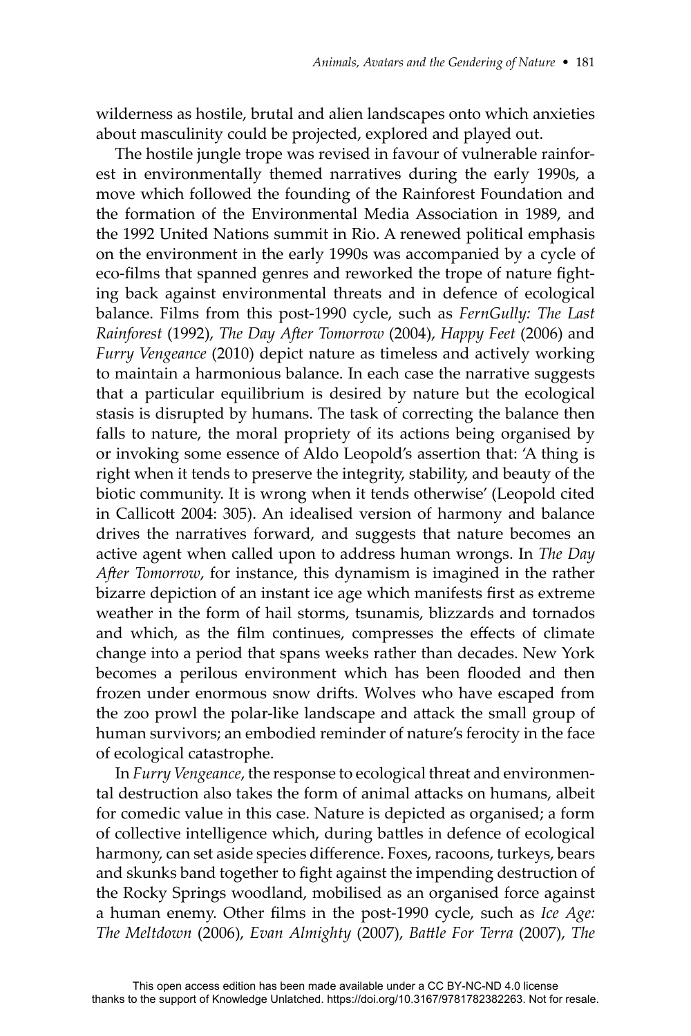wilderness as hostile, brutal and alien landscapes onto which anxieties about masculinity could be projected, explored and played out.

The hostile jungle trope was revised in favour of vulnerable rainforest in environmentally themed narratives during the early 1990s, a move which followed the founding of the Rainforest Foundation and the formation of the Environmental Media Association in 1989, and the 1992 United Nations summit in Rio. A renewed political emphasis on the environment in the early 1990s was accompanied by a cycle of eco-films that spanned genres and reworked the trope of nature fighting back against environmental threats and in defence of ecological balance. Films from this post-1990 cycle, such as *FernGully: The Last Rainforest* (1992), *The Day After Tomorrow* (2004), *Happy Feet* (2006) and *Furry Vengeance* (2010) depict nature as timeless and actively working to maintain a harmonious balance. In each case the narrative suggests that a particular equilibrium is desired by nature but the ecological stasis is disrupted by humans. The task of correcting the balance then falls to nature, the moral propriety of its actions being organised by or invoking some essence of Aldo Leopold's assertion that: 'A thing is right when it tends to preserve the integrity, stability, and beauty of the biotic community. It is wrong when it tends otherwise' (Leopold cited in Callicott 2004: 305). An idealised version of harmony and balance drives the narratives forward, and suggests that nature becomes an active agent when called upon to address human wrongs. In *The Day After Tomorrow*, for instance, this dynamism is imagined in the rather bizarre depiction of an instant ice age which manifests first as extreme weather in the form of hail storms, tsunamis, blizzards and tornados and which, as the film continues, compresses the effects of climate change into a period that spans weeks rather than decades. New York becomes a perilous environment which has been flooded and then frozen under enormous snow drifts. Wolves who have escaped from the zoo prowl the polar-like landscape and attack the small group of human survivors; an embodied reminder of nature's ferocity in the face of ecological catastrophe.

In *Furry Vengeance*, the response to ecological threat and environmental destruction also takes the form of animal attacks on humans, albeit for comedic value in this case. Nature is depicted as organised; a form of collective intelligence which, during battles in defence of ecological harmony, can set aside species difference. Foxes, racoons, turkeys, bears and skunks band together to fight against the impending destruction of the Rocky Springs woodland, mobilised as an organised force against a human enemy. Other films in the post-1990 cycle, such as *Ice Age: The Meltdown* (2006), *Evan Almighty* (2007), *Battle For Terra* (2007), *The*

This open access edition has been made available under a CC BY-NC-ND 4.0 license thanks to the support of Knowledge Unlatched. https://doi.org/10.3167/9781782382263. Not for resale.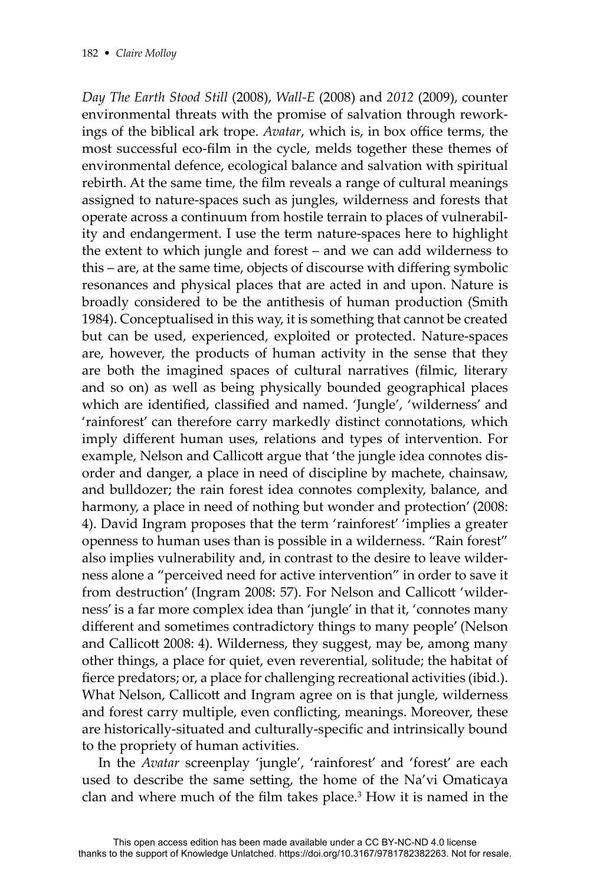*Day The Earth Stood Still* (2008), *Wall-E* (2008) and *2012* (2009), counter environmental threats with the promise of salvation through reworkings of the biblical ark trope. *Avatar*, which is, in box office terms, the most successful eco-film in the cycle, melds together these themes of environmental defence, ecological balance and salvation with spiritual rebirth. At the same time, the film reveals a range of cultural meanings assigned to nature-spaces such as jungles, wilderness and forests that operate across a continuum from hostile terrain to places of vulnerability and endangerment. I use the term nature-spaces here to highlight the extent to which jungle and forest – and we can add wilderness to this – are, at the same time, objects of discourse with differing symbolic resonances and physical places that are acted in and upon. Nature is broadly considered to be the antithesis of human production (Smith 1984). Conceptualised in this way, it is something that cannot be created but can be used, experienced, exploited or protected. Nature-spaces are, however, the products of human activity in the sense that they are both the imagined spaces of cultural narratives (filmic, literary and so on) as well as being physically bounded geographical places which are identified, classified and named. 'Jungle', 'wilderness' and 'rainforest' can therefore carry markedly distinct connotations, which imply different human uses, relations and types of intervention. For example, Nelson and Callicott argue that 'the jungle idea connotes disorder and danger, a place in need of discipline by machete, chainsaw, and bulldozer; the rain forest idea connotes complexity, balance, and harmony, a place in need of nothing but wonder and protection' (2008: 4). David Ingram proposes that the term 'rainforest' 'implies a greater openness to human uses than is possible in a wilderness. "Rain forest" also implies vulnerability and, in contrast to the desire to leave wilderness alone a "perceived need for active intervention" in order to save it from destruction' (Ingram 2008: 57). For Nelson and Callicott 'wilderness' is a far more complex idea than 'jungle' in that it, 'connotes many different and sometimes contradictory things to many people' (Nelson and Callicott 2008: 4). Wilderness, they suggest, may be, among many other things, a place for quiet, even reverential, solitude; the habitat of fierce predators; or, a place for challenging recreational activities (ibid.). What Nelson, Callicott and Ingram agree on is that jungle, wilderness and forest carry multiple, even conflicting, meanings. Moreover, these are historically-situated and culturally-specific and intrinsically bound to the propriety of human activities.

In the *Avatar* screenplay 'jungle', 'rainforest' and 'forest' are each used to describe the same setting, the home of the Na'vi Omaticaya clan and where much of the film takes place.[3] How it is named in the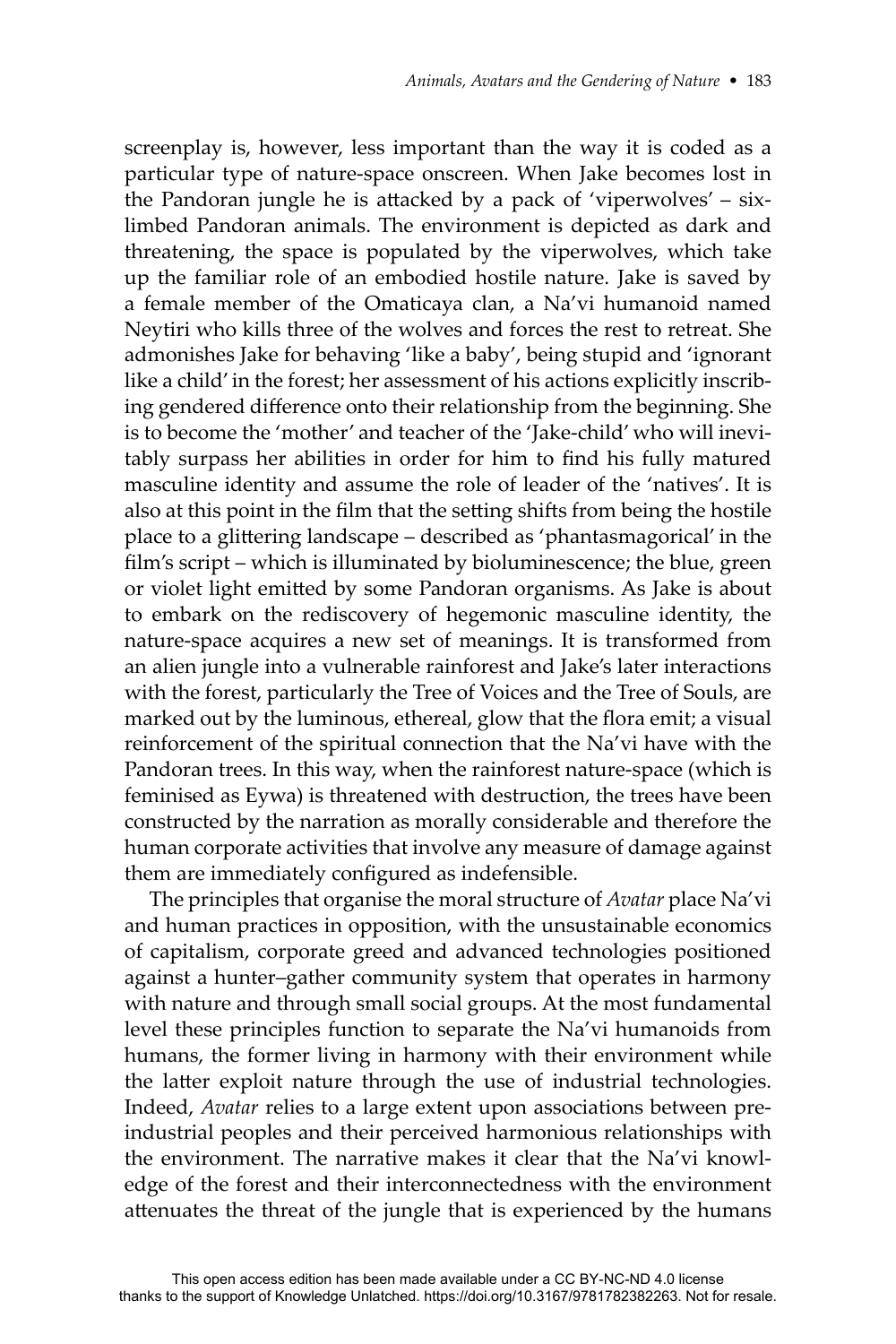screenplay is, however, less important than the way it is coded as a particular type of nature-space onscreen. When Jake becomes lost in the Pandoran jungle he is attacked by a pack of 'viperwolves' – six-limbed Pandoran animals. The environment is depicted as dark and threatening, the space is populated by the viperwolves, which take up the familiar role of an embodied hostile nature. Jake is saved by a female member of the Omaticaya clan, a Na'vi humanoid named Neytiri who kills three of the wolves and forces the rest to retreat. She admonishes Jake for behaving 'like a baby', being stupid and 'ignorant like a child' in the forest; her assessment of his actions explicitly inscribing gendered difference onto their relationship from the beginning. She is to become the 'mother' and teacher of the 'Jake-child' who will inevitably surpass her abilities in order for him to find his fully matured masculine identity and assume the role of leader of the 'natives'. It is also at this point in the film that the setting shifts from being the hostile place to a glittering landscape – described as 'phantasmagorical' in the film's script – which is illuminated by bioluminescence; the blue, green or violet light emitted by some Pandoran organisms. As Jake is about to embark on the rediscovery of hegemonic masculine identity, the nature-space acquires a new set of meanings. It is transformed from an alien jungle into a vulnerable rainforest and Jake's later interactions with the forest, particularly the Tree of Voices and the Tree of Souls, are marked out by the luminous, ethereal, glow that the flora emit; a visual reinforcement of the spiritual connection that the Na'vi have with the Pandoran trees. In this way, when the rainforest nature-space (which is feminised as Eywa) is threatened with destruction, the trees have been constructed by the narration as morally considerable and therefore the human corporate activities that involve any measure of damage against them are immediately configured as indefensible.

The principles that organise the moral structure of *Avatar* place Na'vi and human practices in opposition, with the unsustainable economics of capitalism, corporate greed and advanced technologies positioned against a hunter–gather community system that operates in harmony with nature and through small social groups. At the most fundamental level these principles function to separate the Na'vi humanoids from humans, the former living in harmony with their environment while the latter exploit nature through the use of industrial technologies. Indeed, *Avatar* relies to a large extent upon associations between pre-industrial peoples and their perceived harmonious relationships with the environment. The narrative makes it clear that the Na'vi knowledge of the forest and their interconnectedness with the environment attenuates the threat of the jungle that is experienced by the humans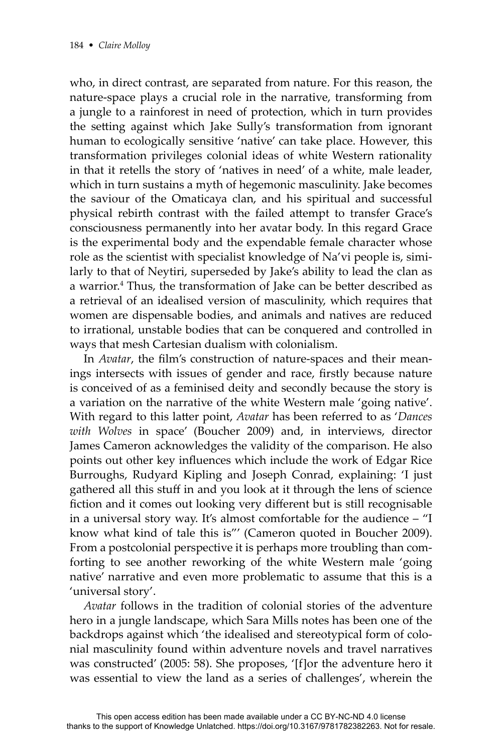who, in direct contrast, are separated from nature. For this reason, the nature-space plays a crucial role in the narrative, transforming from a jungle to a rainforest in need of protection, which in turn provides the setting against which Jake Sully's transformation from ignorant human to ecologically sensitive 'native' can take place. However, this transformation privileges colonial ideas of white Western rationality in that it retells the story of 'natives in need' of a white, male leader, which in turn sustains a myth of hegemonic masculinity. Jake becomes the saviour of the Omaticaya clan, and his spiritual and successful physical rebirth contrast with the failed attempt to transfer Grace's consciousness permanently into her avatar body. In this regard Grace is the experimental body and the expendable female character whose role as the scientist with specialist knowledge of Na'vi people is, similarly to that of Neytiri, superseded by Jake's ability to lead the clan as a warrior.[4] Thus, the transformation of Jake can be better described as a retrieval of an idealised version of masculinity, which requires that women are dispensable bodies, and animals and natives are reduced to irrational, unstable bodies that can be conquered and controlled in ways that mesh Cartesian dualism with colonialism.

In *Avatar*, the film's construction of nature-spaces and their meanings intersects with issues of gender and race, firstly because nature is conceived of as a feminised deity and secondly because the story is a variation on the narrative of the white Western male 'going native'. With regard to this latter point, *Avatar* has been referred to as '*Dances with Wolves* in space' (Boucher 2009) and, in interviews, director James Cameron acknowledges the validity of the comparison. He also points out other key influences which include the work of Edgar Rice Burroughs, Rudyard Kipling and Joseph Conrad, explaining: 'I just gathered all this stuff in and you look at it through the lens of science fiction and it comes out looking very different but is still recognisable in a universal story way. It's almost comfortable for the audience – "I know what kind of tale this is"' (Cameron quoted in Boucher 2009). From a postcolonial perspective it is perhaps more troubling than comforting to see another reworking of the white Western male 'going native' narrative and even more problematic to assume that this is a 'universal story'.

*Avatar* follows in the tradition of colonial stories of the adventure hero in a jungle landscape, which Sara Mills notes has been one of the backdrops against which 'the idealised and stereotypical form of colonial masculinity found within adventure novels and travel narratives was constructed' (2005: 58). She proposes, '[f]or the adventure hero it was essential to view the land as a series of challenges', wherein the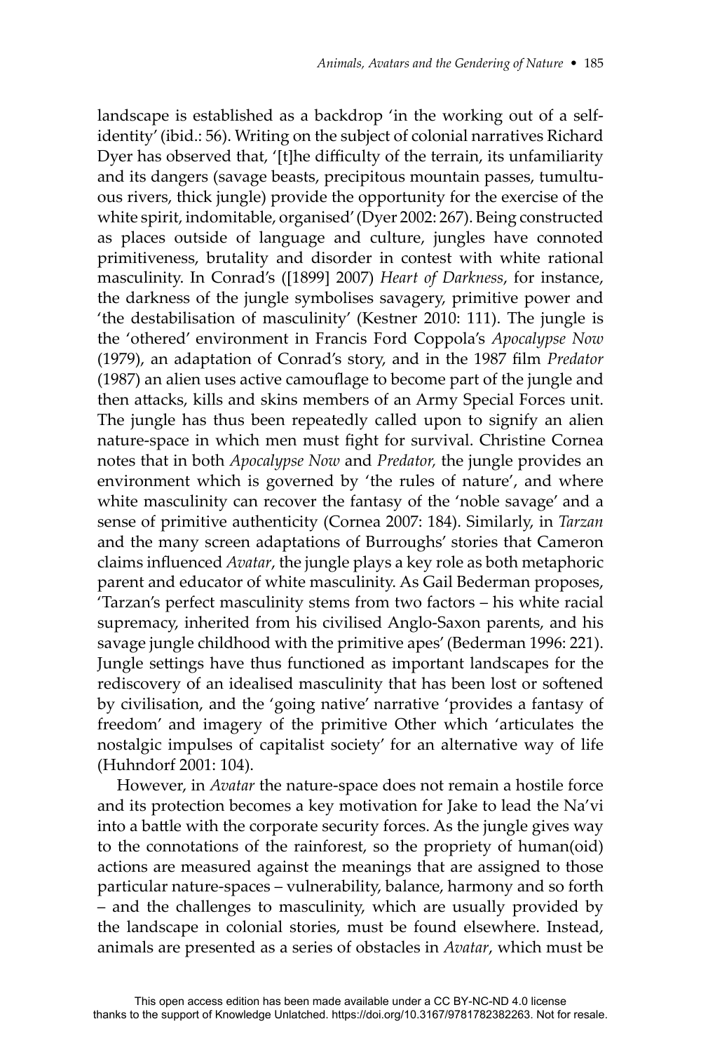landscape is established as a backdrop 'in the working out of a self-identity' (ibid.: 56). Writing on the subject of colonial narratives Richard Dyer has observed that, '[t]he difficulty of the terrain, its unfamiliarity and its dangers (savage beasts, precipitous mountain passes, tumultuous rivers, thick jungle) provide the opportunity for the exercise of the white spirit, indomitable, organised' (Dyer 2002: 267). Being constructed as places outside of language and culture, jungles have connoted primitiveness, brutality and disorder in contest with white rational masculinity. In Conrad's ([1899] 2007) *Heart of Darkness*, for instance, the darkness of the jungle symbolises savagery, primitive power and 'the destabilisation of masculinity' (Kestner 2010: 111). The jungle is the 'othered' environment in Francis Ford Coppola's *Apocalypse Now* (1979), an adaptation of Conrad's story, and in the 1987 film *Predator* (1987) an alien uses active camouflage to become part of the jungle and then attacks, kills and skins members of an Army Special Forces unit. The jungle has thus been repeatedly called upon to signify an alien nature-space in which men must fight for survival. Christine Cornea notes that in both *Apocalypse Now* and *Predator,* the jungle provides an environment which is governed by 'the rules of nature', and where white masculinity can recover the fantasy of the 'noble savage' and a sense of primitive authenticity (Cornea 2007: 184). Similarly, in *Tarzan* and the many screen adaptations of Burroughs' stories that Cameron claims influenced *Avatar*, the jungle plays a key role as both metaphoric parent and educator of white masculinity. As Gail Bederman proposes, 'Tarzan's perfect masculinity stems from two factors – his white racial supremacy, inherited from his civilised Anglo-Saxon parents, and his savage jungle childhood with the primitive apes' (Bederman 1996: 221). Jungle settings have thus functioned as important landscapes for the rediscovery of an idealised masculinity that has been lost or softened by civilisation, and the 'going native' narrative 'provides a fantasy of freedom' and imagery of the primitive Other which 'articulates the nostalgic impulses of capitalist society' for an alternative way of life (Huhndorf 2001: 104).

However, in *Avatar* the nature-space does not remain a hostile force and its protection becomes a key motivation for Jake to lead the Na'vi into a battle with the corporate security forces. As the jungle gives way to the connotations of the rainforest, so the propriety of human(oid) actions are measured against the meanings that are assigned to those particular nature-spaces – vulnerability, balance, harmony and so forth – and the challenges to masculinity, which are usually provided by the landscape in colonial stories, must be found elsewhere. Instead, animals are presented as a series of obstacles in *Avatar*, which must be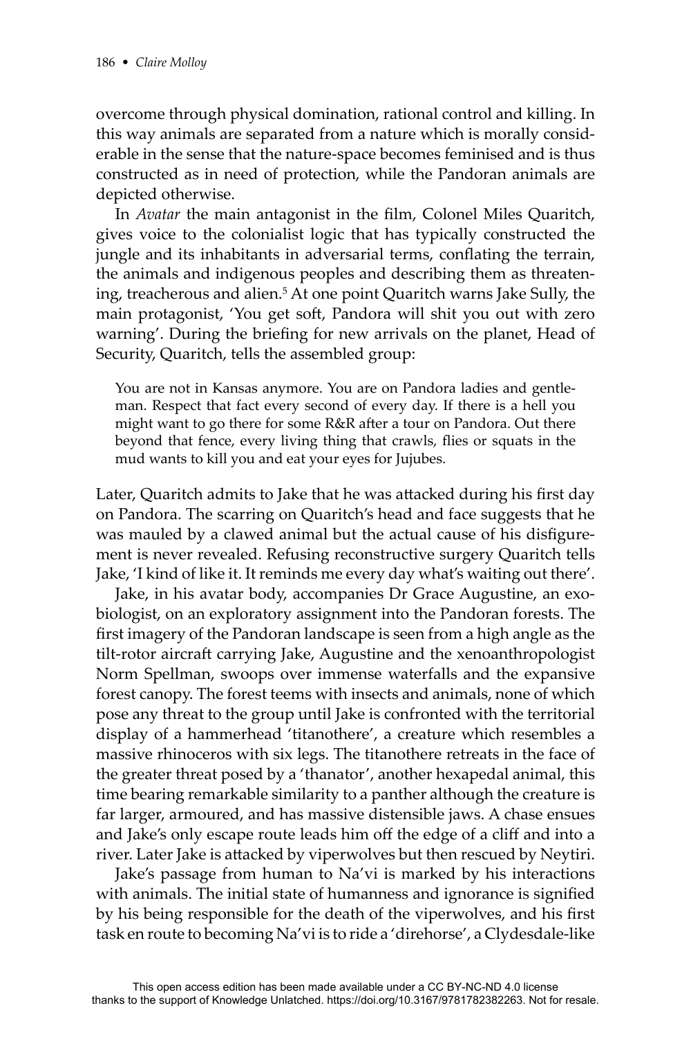overcome through physical domination, rational control and killing. In this way animals are separated from a nature which is morally considerable in the sense that the nature-space becomes feminised and is thus constructed as in need of protection, while the Pandoran animals are depicted otherwise.

In *Avatar* the main antagonist in the film, Colonel Miles Quaritch, gives voice to the colonialist logic that has typically constructed the jungle and its inhabitants in adversarial terms, conflating the terrain, the animals and indigenous peoples and describing them as threatening, treacherous and alien.[5] At one point Quaritch warns Jake Sully, the main protagonist, 'You get soft, Pandora will shit you out with zero warning'. During the briefing for new arrivals on the planet, Head of Security, Quaritch, tells the assembled group:

> You are not in Kansas anymore. You are on Pandora ladies and gentleman. Respect that fact every second of every day. If there is a hell you might want to go there for some R&R after a tour on Pandora. Out there beyond that fence, every living thing that crawls, flies or squats in the mud wants to kill you and eat your eyes for Jujubes.

Later, Quaritch admits to Jake that he was attacked during his first day on Pandora. The scarring on Quaritch's head and face suggests that he was mauled by a clawed animal but the actual cause of his disfigurement is never revealed. Refusing reconstructive surgery Quaritch tells Jake, 'I kind of like it. It reminds me every day what's waiting out there'.

Jake, in his avatar body, accompanies Dr Grace Augustine, an exobiologist, on an exploratory assignment into the Pandoran forests. The first imagery of the Pandoran landscape is seen from a high angle as the tilt-rotor aircraft carrying Jake, Augustine and the xenoanthropologist Norm Spellman, swoops over immense waterfalls and the expansive forest canopy. The forest teems with insects and animals, none of which pose any threat to the group until Jake is confronted with the territorial display of a hammerhead 'titanothere', a creature which resembles a massive rhinoceros with six legs. The titanothere retreats in the face of the greater threat posed by a 'thanator', another hexapedal animal, this time bearing remarkable similarity to a panther although the creature is far larger, armoured, and has massive distensible jaws. A chase ensues and Jake's only escape route leads him off the edge of a cliff and into a river. Later Jake is attacked by viperwolves but then rescued by Neytiri.

Jake's passage from human to Na'vi is marked by his interactions with animals. The initial state of humanness and ignorance is signified by his being responsible for the death of the viperwolves, and his first task en route to becoming Na'vi is to ride a 'direhorse', a Clydesdale-like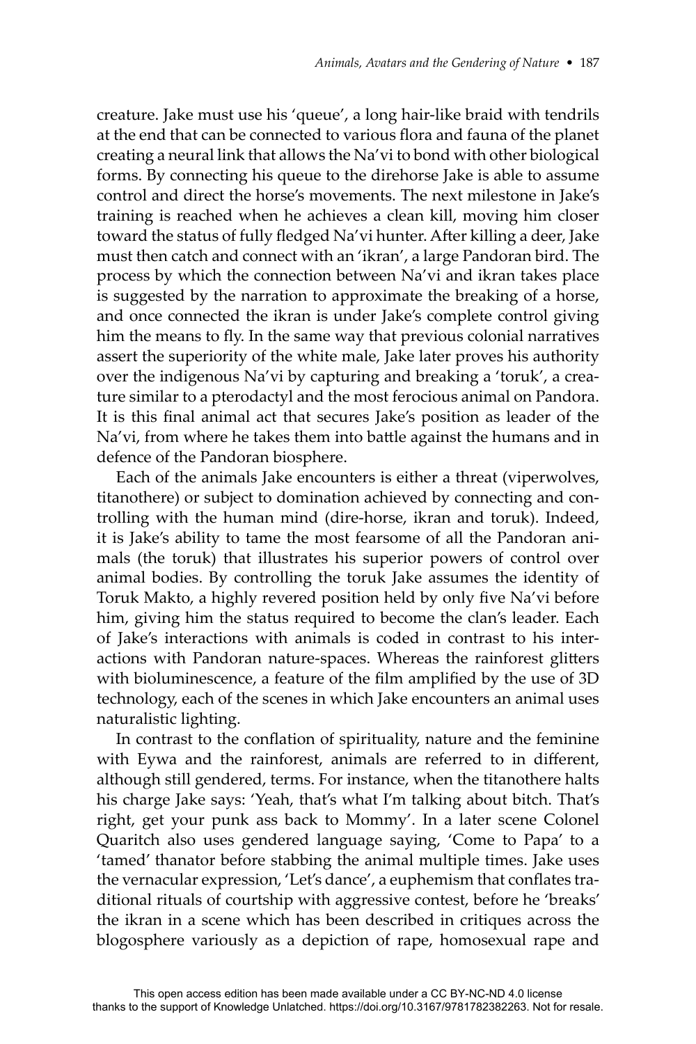creature. Jake must use his 'queue', a long hair-like braid with tendrils at the end that can be connected to various flora and fauna of the planet creating a neural link that allows the Na'vi to bond with other biological forms. By connecting his queue to the direhorse Jake is able to assume control and direct the horse's movements. The next milestone in Jake's training is reached when he achieves a clean kill, moving him closer toward the status of fully fledged Na'vi hunter. After killing a deer, Jake must then catch and connect with an 'ikran', a large Pandoran bird. The process by which the connection between Na'vi and ikran takes place is suggested by the narration to approximate the breaking of a horse, and once connected the ikran is under Jake's complete control giving him the means to fly. In the same way that previous colonial narratives assert the superiority of the white male, Jake later proves his authority over the indigenous Na'vi by capturing and breaking a 'toruk', a creature similar to a pterodactyl and the most ferocious animal on Pandora. It is this final animal act that secures Jake's position as leader of the Na'vi, from where he takes them into battle against the humans and in defence of the Pandoran biosphere.

Each of the animals Jake encounters is either a threat (viperwolves, titanothere) or subject to domination achieved by connecting and controlling with the human mind (dire-horse, ikran and toruk). Indeed, it is Jake's ability to tame the most fearsome of all the Pandoran animals (the toruk) that illustrates his superior powers of control over animal bodies. By controlling the toruk Jake assumes the identity of Toruk Makto, a highly revered position held by only five Na'vi before him, giving him the status required to become the clan's leader. Each of Jake's interactions with animals is coded in contrast to his interactions with Pandoran nature-spaces. Whereas the rainforest glitters with bioluminescence, a feature of the film amplified by the use of 3D technology, each of the scenes in which Jake encounters an animal uses naturalistic lighting.

In contrast to the conflation of spirituality, nature and the feminine with Eywa and the rainforest, animals are referred to in different, although still gendered, terms. For instance, when the titanothere halts his charge Jake says: 'Yeah, that's what I'm talking about bitch. That's right, get your punk ass back to Mommy'. In a later scene Colonel Quaritch also uses gendered language saying, 'Come to Papa' to a 'tamed' thanator before stabbing the animal multiple times. Jake uses the vernacular expression, 'Let's dance', a euphemism that conflates traditional rituals of courtship with aggressive contest, before he 'breaks' the ikran in a scene which has been described in critiques across the blogosphere variously as a depiction of rape, homosexual rape and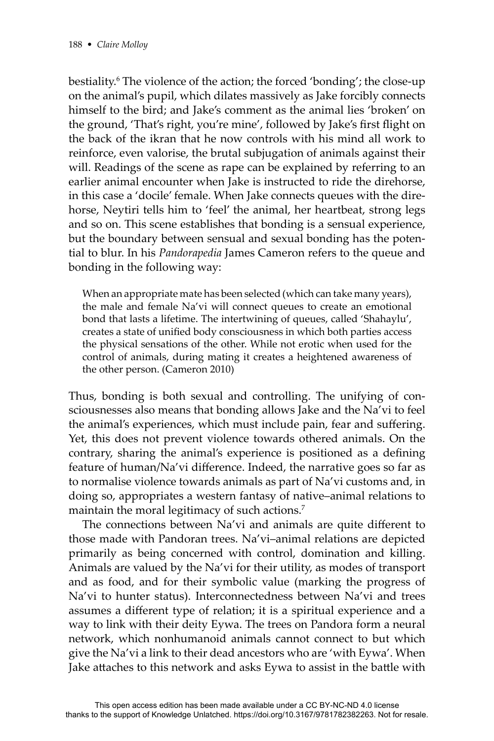bestiality.[6] The violence of the action; the forced 'bonding'; the close-up on the animal's pupil, which dilates massively as Jake forcibly connects himself to the bird; and Jake's comment as the animal lies 'broken' on the ground, 'That's right, you're mine', followed by Jake's first flight on the back of the ikran that he now controls with his mind all work to reinforce, even valorise, the brutal subjugation of animals against their will. Readings of the scene as rape can be explained by referring to an earlier animal encounter when Jake is instructed to ride the direhorse, in this case a 'docile' female. When Jake connects queues with the direhorse, Neytiri tells him to 'feel' the animal, her heartbeat, strong legs and so on. This scene establishes that bonding is a sensual experience, but the boundary between sensual and sexual bonding has the potential to blur. In his *Pandorapedia* James Cameron refers to the queue and bonding in the following way:

> When an appropriate mate has been selected (which can take many years), the male and female Na'vi will connect queues to create an emotional bond that lasts a lifetime. The intertwining of queues, called 'Shahaylu', creates a state of unified body consciousness in which both parties access the physical sensations of the other. While not erotic when used for the control of animals, during mating it creates a heightened awareness of the other person. (Cameron 2010)

Thus, bonding is both sexual and controlling. The unifying of consciousnesses also means that bonding allows Jake and the Na'vi to feel the animal's experiences, which must include pain, fear and suffering. Yet, this does not prevent violence towards othered animals. On the contrary, sharing the animal's experience is positioned as a defining feature of human/Na'vi difference. Indeed, the narrative goes so far as to normalise violence towards animals as part of Na'vi customs and, in doing so, appropriates a western fantasy of native–animal relations to maintain the moral legitimacy of such actions.[7]

The connections between Na'vi and animals are quite different to those made with Pandoran trees. Na'vi–animal relations are depicted primarily as being concerned with control, domination and killing. Animals are valued by the Na'vi for their utility, as modes of transport and as food, and for their symbolic value (marking the progress of Na'vi to hunter status). Interconnectedness between Na'vi and trees assumes a different type of relation; it is a spiritual experience and a way to link with their deity Eywa. The trees on Pandora form a neural network, which nonhumanoid animals cannot connect to but which give the Na'vi a link to their dead ancestors who are 'with Eywa'. When Jake attaches to this network and asks Eywa to assist in the battle with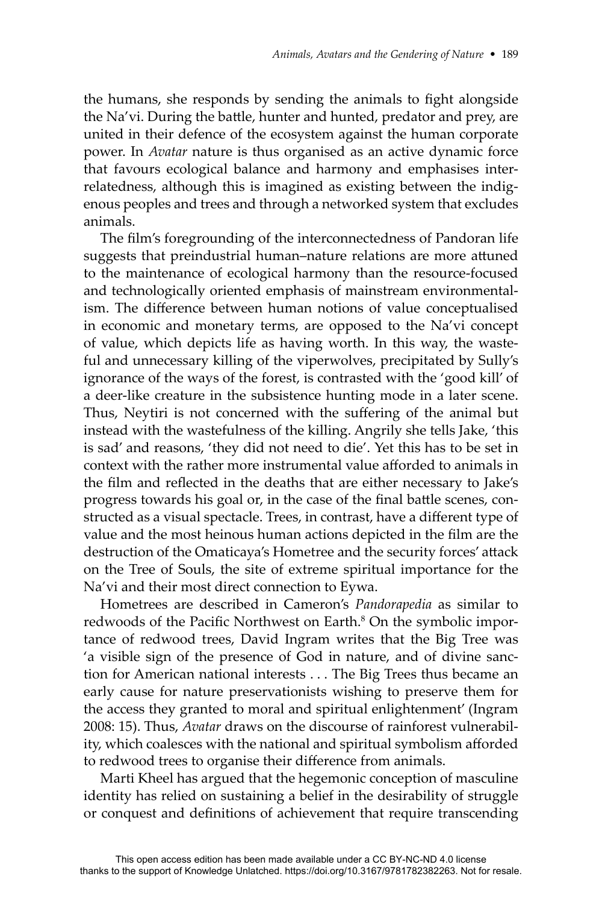the humans, she responds by sending the animals to fight alongside the Na'vi. During the battle, hunter and hunted, predator and prey, are united in their defence of the ecosystem against the human corporate power. In *Avatar* nature is thus organised as an active dynamic force that favours ecological balance and harmony and emphasises interrelatedness, although this is imagined as existing between the indigenous peoples and trees and through a networked system that excludes animals.

The film's foregrounding of the interconnectedness of Pandoran life suggests that preindustrial human–nature relations are more attuned to the maintenance of ecological harmony than the resource-focused and technologically oriented emphasis of mainstream environmentalism. The difference between human notions of value conceptualised in economic and monetary terms, are opposed to the Na'vi concept of value, which depicts life as having worth. In this way, the wasteful and unnecessary killing of the viperwolves, precipitated by Sully's ignorance of the ways of the forest, is contrasted with the 'good kill' of a deer-like creature in the subsistence hunting mode in a later scene. Thus, Neytiri is not concerned with the suffering of the animal but instead with the wastefulness of the killing. Angrily she tells Jake, 'this is sad' and reasons, 'they did not need to die'. Yet this has to be set in context with the rather more instrumental value afforded to animals in the film and reflected in the deaths that are either necessary to Jake's progress towards his goal or, in the case of the final battle scenes, constructed as a visual spectacle. Trees, in contrast, have a different type of value and the most heinous human actions depicted in the film are the destruction of the Omaticaya's Hometree and the security forces' attack on the Tree of Souls, the site of extreme spiritual importance for the Na'vi and their most direct connection to Eywa.

Hometrees are described in Cameron's *Pandorapedia* as similar to redwoods of the Pacific Northwest on Earth.[8] On the symbolic importance of redwood trees, David Ingram writes that the Big Tree was 'a visible sign of the presence of God in nature, and of divine sanction for American national interests . . . The Big Trees thus became an early cause for nature preservationists wishing to preserve them for the access they granted to moral and spiritual enlightenment' (Ingram 2008: 15). Thus, *Avatar* draws on the discourse of rainforest vulnerability, which coalesces with the national and spiritual symbolism afforded to redwood trees to organise their difference from animals.

Marti Kheel has argued that the hegemonic conception of masculine identity has relied on sustaining a belief in the desirability of struggle or conquest and definitions of achievement that require transcending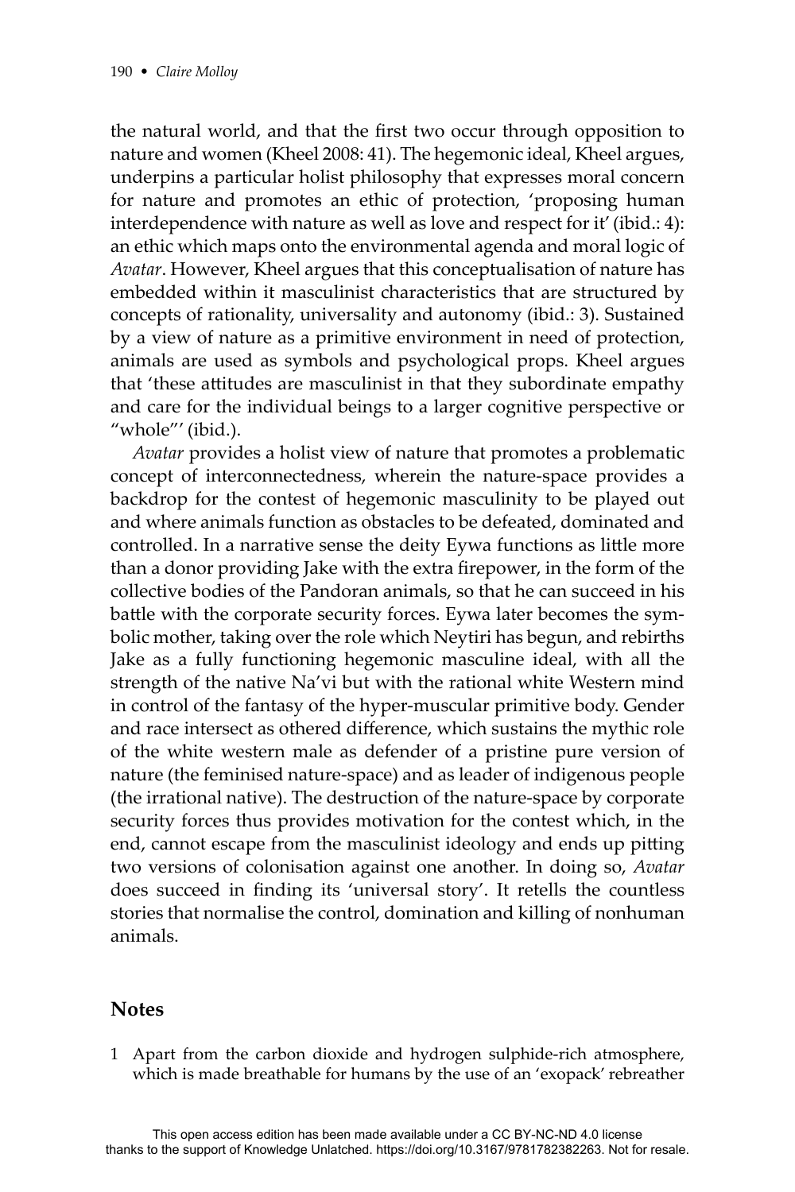the natural world, and that the first two occur through opposition to nature and women (Kheel 2008: 41). The hegemonic ideal, Kheel argues, underpins a particular holist philosophy that expresses moral concern for nature and promotes an ethic of protection, 'proposing human interdependence with nature as well as love and respect for it' (ibid.: 4): an ethic which maps onto the environmental agenda and moral logic of *Avatar*. However, Kheel argues that this conceptualisation of nature has embedded within it masculinist characteristics that are structured by concepts of rationality, universality and autonomy (ibid.: 3). Sustained by a view of nature as a primitive environment in need of protection, animals are used as symbols and psychological props. Kheel argues that 'these attitudes are masculinist in that they subordinate empathy and care for the individual beings to a larger cognitive perspective or "whole"' (ibid.).

*Avatar* provides a holist view of nature that promotes a problematic concept of interconnectedness, wherein the nature-space provides a backdrop for the contest of hegemonic masculinity to be played out and where animals function as obstacles to be defeated, dominated and controlled. In a narrative sense the deity Eywa functions as little more than a donor providing Jake with the extra firepower, in the form of the collective bodies of the Pandoran animals, so that he can succeed in his battle with the corporate security forces. Eywa later becomes the symbolic mother, taking over the role which Neytiri has begun, and rebirths Jake as a fully functioning hegemonic masculine ideal, with all the strength of the native Na'vi but with the rational white Western mind in control of the fantasy of the hyper-muscular primitive body. Gender and race intersect as othered difference, which sustains the mythic role of the white western male as defender of a pristine pure version of nature (the feminised nature-space) and as leader of indigenous people (the irrational native). The destruction of the nature-space by corporate security forces thus provides motivation for the contest which, in the end, cannot escape from the masculinist ideology and ends up pitting two versions of colonisation against one another. In doing so, *Avatar* does succeed in finding its 'universal story'. It retells the countless stories that normalise the control, domination and killing of nonhuman animals.

## Notes

1 Apart from the carbon dioxide and hydrogen sulphide-rich atmosphere, which is made breathable for humans by the use of an 'exopack' rebreather

This open access edition has been made available under a CC BY-NC-ND 4.0 license thanks to the support of Knowledge Unlatched. https://doi.org/10.3167/9781782382263. Not for resale.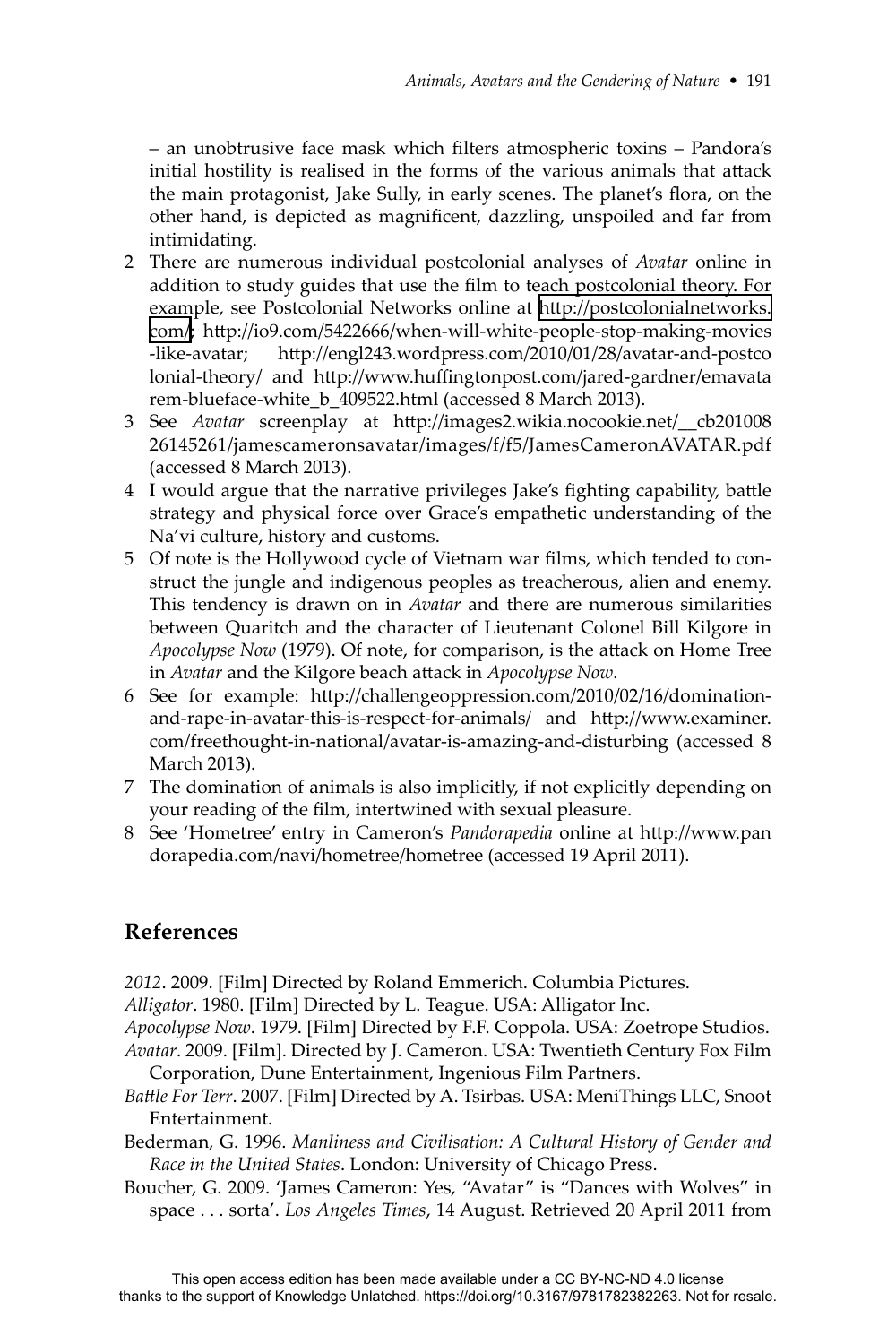– an unobtrusive face mask which filters atmospheric toxins – Pandora's initial hostility is realised in the forms of the various animals that attack the main protagonist, Jake Sully, in early scenes. The planet's flora, on the other hand, is depicted as magnificent, dazzling, unspoiled and far from intimidating.

2 There are numerous individual postcolonial analyses of *Avatar* online in addition to study guides that use the film to teach postcolonial theory. For example, see Postcolonial Networks online at http://postcolonialnetworks.com/; http://io9.com/5422666/when-will-white-people-stop-making-movies-like-avatar; http://engl243.wordpress.com/2010/01/28/avatar-and-postcolonial-theory/ and http://www.huffingtonpost.com/jared-gardner/emavatarem-blueface-white_b_409522.html (accessed 8 March 2013).

3 See *Avatar* screenplay at http://images2.wikia.nocookie.net/__cb20100826145261/jamescameronsavatar/images/f/f5/JamesCameronAVATAR.pdf (accessed 8 March 2013).

4 I would argue that the narrative privileges Jake's fighting capability, battle strategy and physical force over Grace's empathetic understanding of the Na'vi culture, history and customs.

5 Of note is the Hollywood cycle of Vietnam war films, which tended to construct the jungle and indigenous peoples as treacherous, alien and enemy. This tendency is drawn on in *Avatar* and there are numerous similarities between Quaritch and the character of Lieutenant Colonel Bill Kilgore in *Apocolypse Now* (1979). Of note, for comparison, is the attack on Home Tree in *Avatar* and the Kilgore beach attack in *Apocolypse Now*.

6 See for example: http://challengeoppression.com/2010/02/16/domination-and-rape-in-avatar-this-is-respect-for-animals/ and http://www.examiner.com/freethought-in-national/avatar-is-amazing-and-disturbing (accessed 8 March 2013).

7 The domination of animals is also implicitly, if not explicitly depending on your reading of the film, intertwined with sexual pleasure.

8 See 'Hometree' entry in Cameron's *Pandorapedia* online at http://www.pandorapedia.com/navi/hometree/hometree (accessed 19 April 2011).

## References

*2012*. 2009. [Film] Directed by Roland Emmerich. Columbia Pictures.

*Alligator*. 1980. [Film] Directed by L. Teague. USA: Alligator Inc.

*Apocolypse Now*. 1979. [Film] Directed by F.F. Coppola. USA: Zoetrope Studios.

*Avatar*. 2009. [Film]. Directed by J. Cameron. USA: Twentieth Century Fox Film Corporation, Dune Entertainment, Ingenious Film Partners.

*Battle For Terr*. 2007. [Film] Directed by A. Tsirbas. USA: MeniThings LLC, Snoot Entertainment.

Bederman, G. 1996. *Manliness and Civilisation: A Cultural History of Gender and Race in the United States*. London: University of Chicago Press.

Boucher, G. 2009. 'James Cameron: Yes, "Avatar" is "Dances with Wolves" in space . . . sorta'. *Los Angeles Times*, 14 August. Retrieved 20 April 2011 from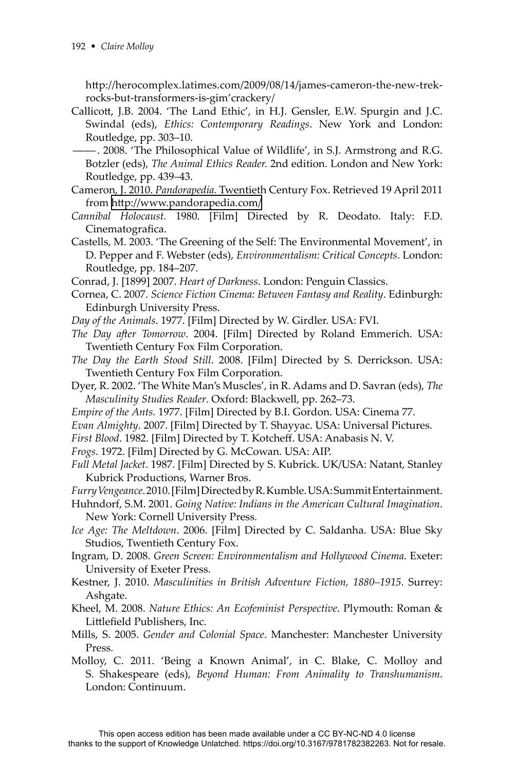http://herocomplex.latimes.com/2009/08/14/james-cameron-the-new-trek-rocks-but-transformers-is-gim'crackery/

Callicott, J.B. 2004. 'The Land Ethic', in H.J. Gensler, E.W. Spurgin and J.C. Swindal (eds), *Ethics: Contemporary Readings*. New York and London: Routledge, pp. 303–10.

———. 2008. 'The Philosophical Value of Wildlife', in S.J. Armstrong and R.G. Botzler (eds), *The Animal Ethics Reader.* 2nd edition. London and New York: Routledge, pp. 439–43.

Cameron, J. 2010. *Pandorapedia.* Twentieth Century Fox. Retrieved 19 April 2011 from http://www.pandorapedia.com/

*Cannibal Holocaust.* 1980. [Film] Directed by R. Deodato. Italy: F.D. Cinematografica.

Castells, M. 2003. 'The Greening of the Self: The Environmental Movement', in D. Pepper and F. Webster (eds), *Environmentalism: Critical Concepts*. London: Routledge, pp. 184–207.

Conrad, J. [1899] 2007. *Heart of Darkness*. London: Penguin Classics.

Cornea, C. 2007. *Science Fiction Cinema: Between Fantasy and Reality*. Edinburgh: Edinburgh University Press.

*Day of the Animals*. 1977. [Film] Directed by W. Girdler. USA: FVI.

*The Day after Tomorrow*. 2004. [Film] Directed by Roland Emmerich. USA: Twentieth Century Fox Film Corporation.

*The Day the Earth Stood Still*. 2008. [Film] Directed by S. Derrickson. USA: Twentieth Century Fox Film Corporation.

Dyer, R. 2002. 'The White Man's Muscles', in R. Adams and D. Savran (eds), *The Masculinity Studies Reader*. Oxford: Blackwell, pp. 262–73.

*Empire of the Ants.* 1977. [Film] Directed by B.I. Gordon. USA: Cinema 77.

*Evan Almighty*. 2007. [Film] Directed by T. Shayyac. USA: Universal Pictures.

*First Blood*. 1982. [Film] Directed by T. Kotcheff. USA: Anabasis N. V.

*Frogs*. 1972. [Film] Directed by G. McCowan. USA: AIP.

*Full Metal Jacket*. 1987. [Film] Directed by S. Kubrick. UK/USA: Natant, Stanley Kubrick Productions, Warner Bros.

*Furry Vengeance*. 2010. [Film] Directed by R. Kumble. USA: Summit Entertainment.

Huhndorf, S.M. 2001. *Going Native: Indians in the American Cultural Imagination*. New York: Cornell University Press.

*Ice Age: The Meltdown*. 2006. [Film] Directed by C. Saldanha. USA: Blue Sky Studios, Twentieth Century Fox.

Ingram, D. 2008. *Green Screen: Environmentalism and Hollywood Cinema*. Exeter: University of Exeter Press.

Kestner, J. 2010. *Masculinities in British Adventure Fiction, 1880–1915*. Surrey: Ashgate.

Kheel, M. 2008. *Nature Ethics: An Ecofeminist Perspective*. Plymouth: Roman & Littlefield Publishers, Inc.

Mills, S. 2005. *Gender and Colonial Space*. Manchester: Manchester University Press.

Molloy, C. 2011. 'Being a Known Animal', in C. Blake, C. Molloy and S. Shakespeare (eds), *Beyond Human: From Animality to Transhumanism*. London: Continuum.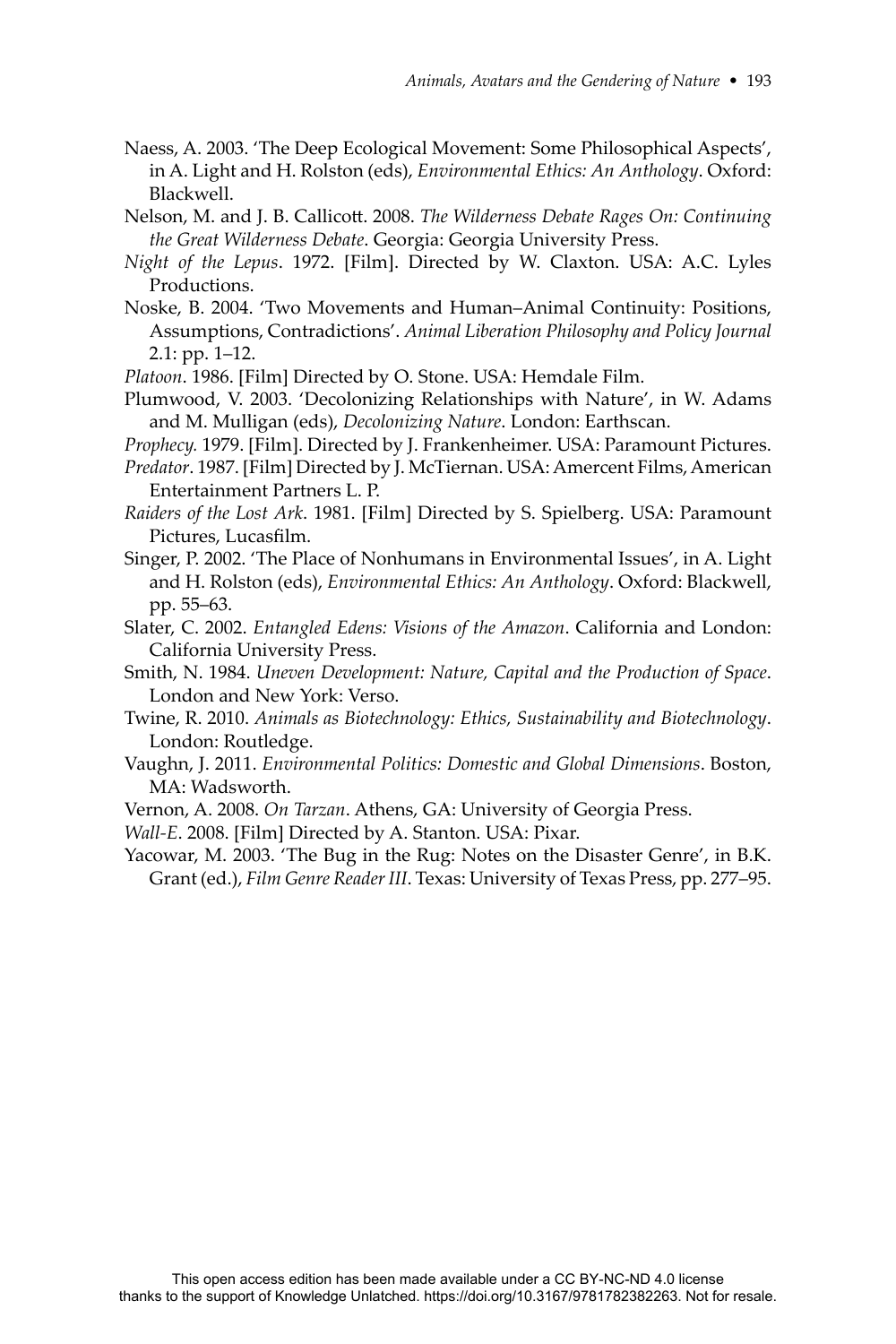Naess, A. 2003. 'The Deep Ecological Movement: Some Philosophical Aspects', in A. Light and H. Rolston (eds), *Environmental Ethics: An Anthology*. Oxford: Blackwell.

Nelson, M. and J. B. Callicott. 2008. *The Wilderness Debate Rages On: Continuing the Great Wilderness Debate*. Georgia: Georgia University Press.

*Night of the Lepus*. 1972. [Film]. Directed by W. Claxton. USA: A.C. Lyles Productions.

Noske, B. 2004. 'Two Movements and Human–Animal Continuity: Positions, Assumptions, Contradictions'. *Animal Liberation Philosophy and Policy Journal* 2.1: pp. 1–12.

*Platoon*. 1986. [Film] Directed by O. Stone. USA: Hemdale Film.

Plumwood, V. 2003. 'Decolonizing Relationships with Nature', in W. Adams and M. Mulligan (eds), *Decolonizing Nature*. London: Earthscan.

*Prophecy.* 1979. [Film]. Directed by J. Frankenheimer. USA: Paramount Pictures.

*Predator*. 1987. [Film] Directed by J. McTiernan. USA: Amercent Films, American Entertainment Partners L. P.

*Raiders of the Lost Ark*. 1981. [Film] Directed by S. Spielberg. USA: Paramount Pictures, Lucasfilm.

Singer, P. 2002. 'The Place of Nonhumans in Environmental Issues', in A. Light and H. Rolston (eds), *Environmental Ethics: An Anthology*. Oxford: Blackwell, pp. 55–63.

Slater, C. 2002. *Entangled Edens: Visions of the Amazon*. California and London: California University Press.

Smith, N. 1984. *Uneven Development: Nature, Capital and the Production of Space*. London and New York: Verso.

Twine, R. 2010. *Animals as Biotechnology: Ethics, Sustainability and Biotechnology*. London: Routledge.

Vaughn, J. 2011. *Environmental Politics: Domestic and Global Dimensions*. Boston, MA: Wadsworth.

Vernon, A. 2008. *On Tarzan*. Athens, GA: University of Georgia Press.

*Wall-E*. 2008. [Film] Directed by A. Stanton. USA: Pixar.

Yacowar, M. 2003. 'The Bug in the Rug: Notes on the Disaster Genre', in B.K. Grant (ed.), *Film Genre Reader III*. Texas: University of Texas Press, pp. 277–95.

This open access edition has been made available under a CC BY-NC-ND 4.0 license thanks to the support of Knowledge Unlatched. https://doi.org/10.3167/9781782382263. Not for resale.